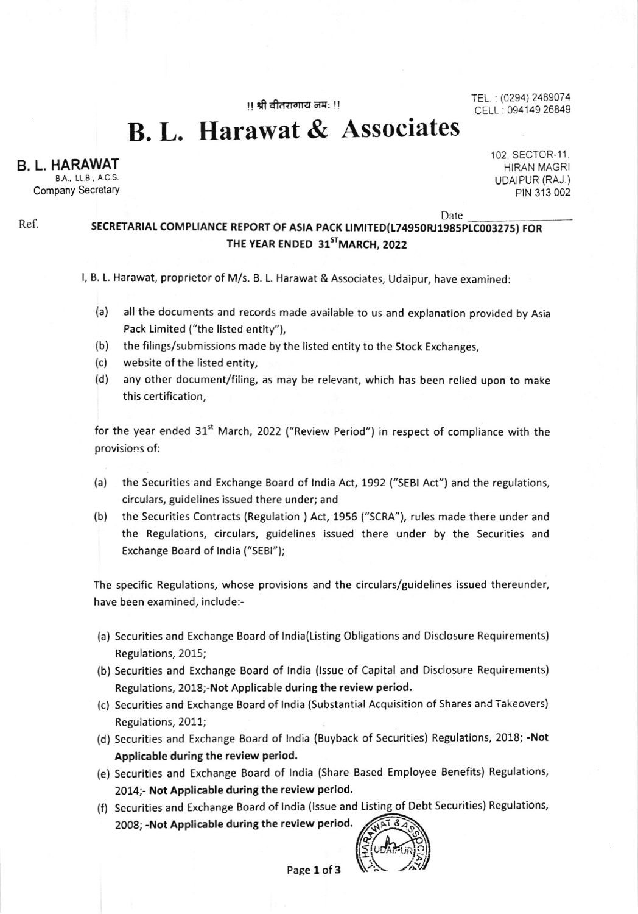!! श्री वीतरागाय नमः !!

TEL. : (0294) 2489074
CELL : 094149 26849

# B. L. Harawat & Associates

**B. L. HARAWAT**
B.A., LL.B., A.C.S.
Company Secretary

102, SECTOR-11,
HIRAN MAGRI
UDAIPUR (RAJ.)
PIN 313 002

Ref.

Date \_\_\_\_\_\_\_\_\_\_

## SECRETARIAL COMPLIANCE REPORT OF ASIA PACK LIMITED(L74950RJ1985PLC003275) FOR THE YEAR ENDED 31ST MARCH, 2022

I, B. L. Harawat, proprietor of M/s. B. L. Harawat & Associates, Udaipur, have examined:

(a) all the documents and records made available to us and explanation provided by Asia Pack Limited ("the listed entity"),

(b) the filings/submissions made by the listed entity to the Stock Exchanges,

(c) website of the listed entity,

(d) any other document/filing, as may be relevant, which has been relied upon to make this certification,

for the year ended 31st March, 2022 ("Review Period") in respect of compliance with the provisions of:

(a) the Securities and Exchange Board of India Act, 1992 ("SEBI Act") and the regulations, circulars, guidelines issued there under; and

(b) the Securities Contracts (Regulation ) Act, 1956 ("SCRA"), rules made there under and the Regulations, circulars, guidelines issued there under by the Securities and Exchange Board of India ("SEBI");

The specific Regulations, whose provisions and the circulars/guidelines issued thereunder, have been examined, include:-

(a) Securities and Exchange Board of India(Listing Obligations and Disclosure Requirements) Regulations, 2015;

(b) Securities and Exchange Board of India (Issue of Capital and Disclosure Requirements) Regulations, 2018;-**Not Applicable during the review period.**

(c) Securities and Exchange Board of India (Substantial Acquisition of Shares and Takeovers) Regulations, 2011;

(d) Securities and Exchange Board of India (Buyback of Securities) Regulations, 2018; **-Not Applicable during the review period.**

(e) Securities and Exchange Board of India (Share Based Employee Benefits) Regulations, 2014;- **Not Applicable during the review period.**

(f) Securities and Exchange Board of India (Issue and Listing of Debt Securities) Regulations, 2008; **-Not Applicable during the review period.**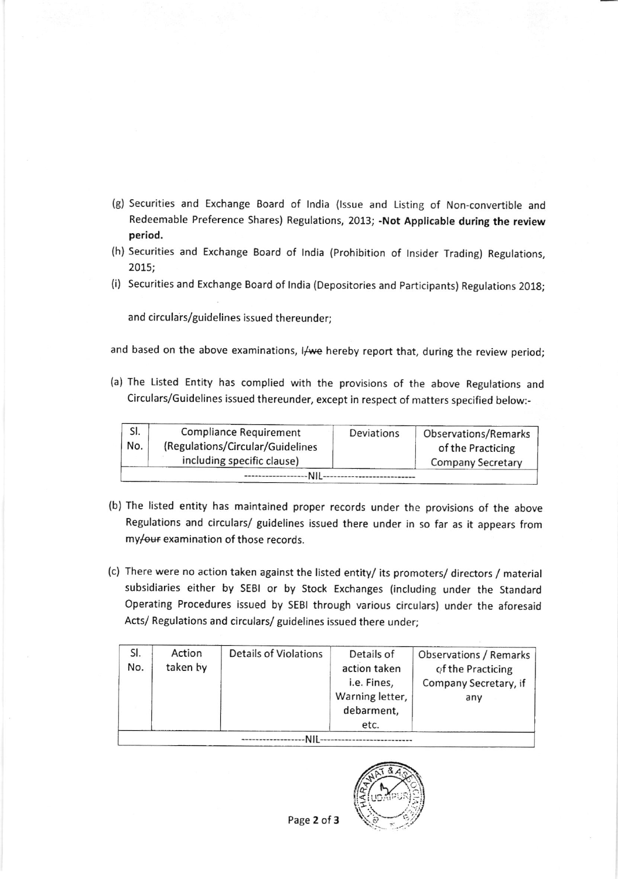(g) Securities and Exchange Board of India (Issue and Listing of Non-convertible and Redeemable Preference Shares) Regulations, 2013; **-Not Applicable during the review period.**

(h) Securities and Exchange Board of India (Prohibition of Insider Trading) Regulations, 2015;

(i) Securities and Exchange Board of India (Depositories and Participants) Regulations 2018;

and circulars/guidelines issued thereunder;

and based on the above examinations, I/~~we~~ hereby report that, during the review period;

(a) The Listed Entity has complied with the provisions of the above Regulations and Circulars/Guidelines issued thereunder, except in respect of matters specified below:-

| Sl. No. | Compliance Requirement (Regulations/Circular/Guidelines including specific clause) | Deviations | Observations/Remarks of the Practicing Company Secretary |
|---|---|---|---|
| ------------------NIL-------------------------- | | | |

(b) The listed entity has maintained proper records under the provisions of the above Regulations and circulars/ guidelines issued there under in so far as it appears from my/~~our~~ examination of those records.

(c) There were no action taken against the listed entity/ its promoters/ directors / material subsidiaries either by SEBI or by Stock Exchanges (including under the Standard Operating Procedures issued by SEBI through various circulars) under the aforesaid Acts/ Regulations and circulars/ guidelines issued there under;

| Sl. No. | Action taken by | Details of Violations | Details of action taken i.e. Fines, Warning letter, debarment, etc. | Observations / Remarks of the Practicing Company Secretary, if any |
|---|---|---|---|---|
| ------------------NIL-------------------------- | | | | |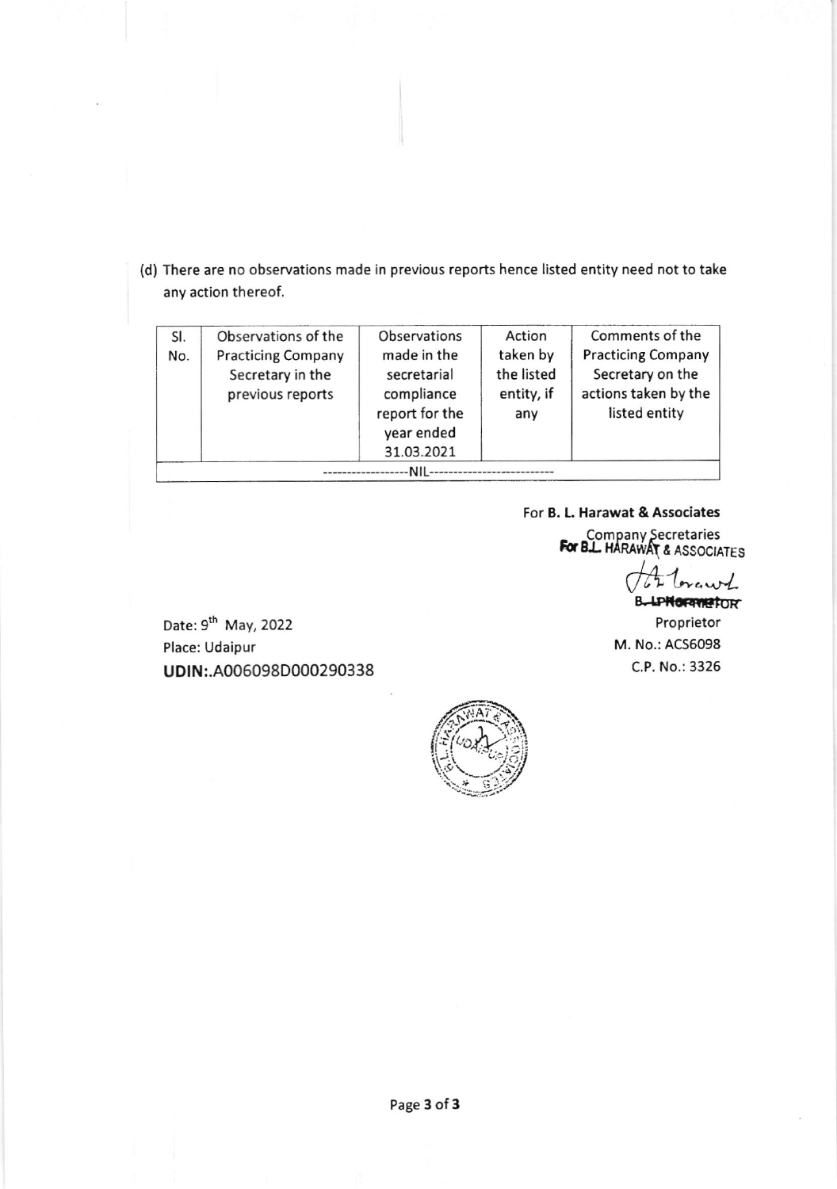(d) There are no observations made in previous reports hence listed entity need not to take any action thereof.

| Sl. No. | Observations of the Practicing Company Secretary in the previous reports | Observations made in the secretarial compliance report for the year ended 31.03.2021 | Action taken by the listed entity, if any | Comments of the Practicing Company Secretary on the actions taken by the listed entity |
|---|---|---|---|---|
| ------------------NIL-------------------------- | | | | |

For **B. L. Harawat & Associates**

Company Secretaries

For B.L. HARAWAT & ASSOCIATES

B. L. Harawat

Proprietor

M. No.: ACS6098

C.P. No.: 3326

Date: 9th May, 2022

Place: Udaipur

**UDIN:.A006098D000290338**